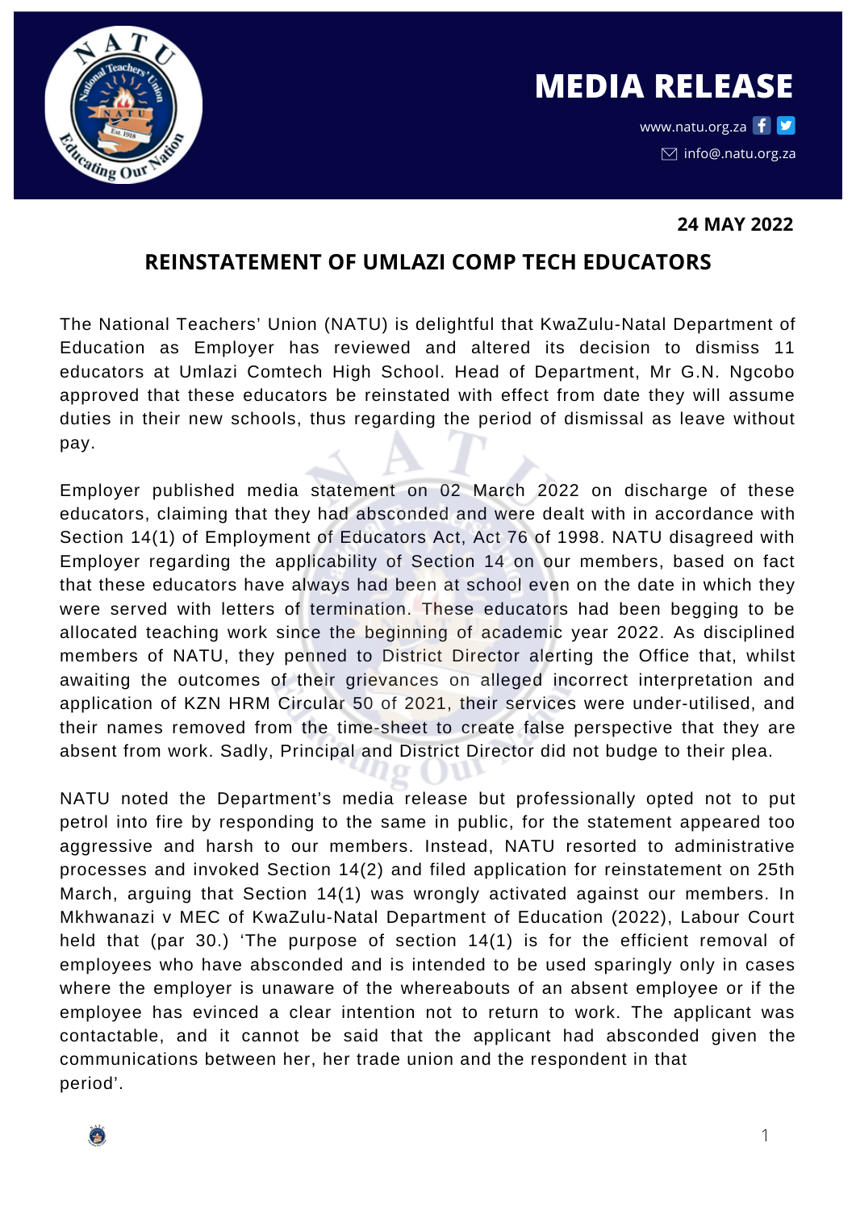# MEDIA RELEASE

www.natu.org.za

info@natu.org.za

**24 MAY 2022**

## REINSTATEMENT OF UMLAZI COMP TECH EDUCATORS

The National Teachers' Union (NATU) is delightful that KwaZulu-Natal Department of Education as Employer has reviewed and altered its decision to dismiss 11 educators at Umlazi Comtech High School. Head of Department, Mr G.N. Ngcobo approved that these educators be reinstated with effect from date they will assume duties in their new schools, thus regarding the period of dismissal as leave without pay.

Employer published media statement on 02 March 2022 on discharge of these educators, claiming that they had absconded and were dealt with in accordance with Section 14(1) of Employment of Educators Act, Act 76 of 1998. NATU disagreed with Employer regarding the applicability of Section 14 on our members, based on fact that these educators have always had been at school even on the date in which they were served with letters of termination. These educators had been begging to be allocated teaching work since the beginning of academic year 2022. As disciplined members of NATU, they penned to District Director alerting the Office that, whilst awaiting the outcomes of their grievances on alleged incorrect interpretation and application of KZN HRM Circular 50 of 2021, their services were under-utilised, and their names removed from the time-sheet to create false perspective that they are absent from work. Sadly, Principal and District Director did not budge to their plea.

NATU noted the Department's media release but professionally opted not to put petrol into fire by responding to the same in public, for the statement appeared too aggressive and harsh to our members. Instead, NATU resorted to administrative processes and invoked Section 14(2) and filed application for reinstatement on 25th March, arguing that Section 14(1) was wrongly activated against our members. In Mkhwanazi v MEC of KwaZulu-Natal Department of Education (2022), Labour Court held that (par 30.) 'The purpose of section 14(1) is for the efficient removal of employees who have absconded and is intended to be used sparingly only in cases where the employer is unaware of the whereabouts of an absent employee or if the employee has evinced a clear intention not to return to work. The applicant was contactable, and it cannot be said that the applicant had absconded given the communications between her, her trade union and the respondent in that period'.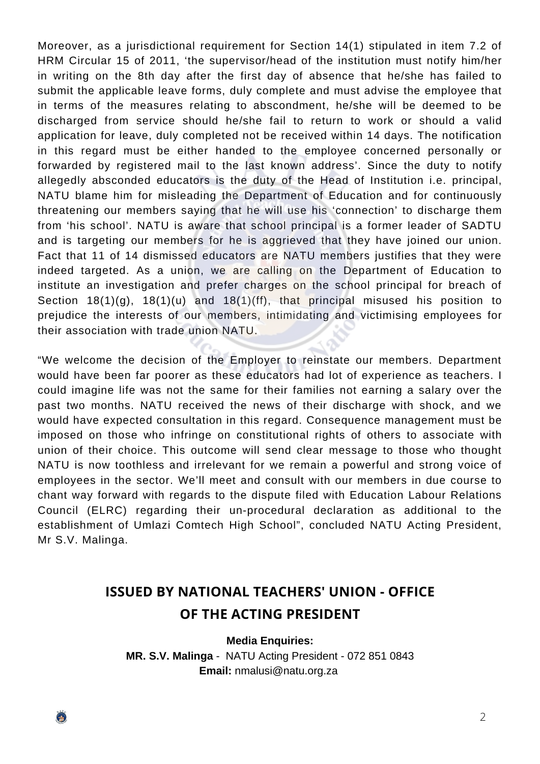Moreover, as a jurisdictional requirement for Section 14(1) stipulated in item 7.2 of HRM Circular 15 of 2011, 'the supervisor/head of the institution must notify him/her in writing on the 8th day after the first day of absence that he/she has failed to submit the applicable leave forms, duly complete and must advise the employee that in terms of the measures relating to abscondment, he/she will be deemed to be discharged from service should he/she fail to return to work or should a valid application for leave, duly completed not be received within 14 days. The notification in this regard must be either handed to the employee concerned personally or forwarded by registered mail to the last known address'. Since the duty to notify allegedly absconded educators is the duty of the Head of Institution i.e. principal, NATU blame him for misleading the Department of Education and for continuously threatening our members saying that he will use his 'connection' to discharge them from 'his school'. NATU is aware that school principal is a former leader of SADTU and is targeting our members for he is aggrieved that they have joined our union. Fact that 11 of 14 dismissed educators are NATU members justifies that they were indeed targeted. As a union, we are calling on the Department of Education to institute an investigation and prefer charges on the school principal for breach of Section 18(1)(g), 18(1)(u) and 18(1)(ff), that principal misused his position to prejudice the interests of our members, intimidating and victimising employees for their association with trade union NATU.

"We welcome the decision of the Employer to reinstate our members. Department would have been far poorer as these educators had lot of experience as teachers. I could imagine life was not the same for their families not earning a salary over the past two months. NATU received the news of their discharge with shock, and we would have expected consultation in this regard. Consequence management must be imposed on those who infringe on constitutional rights of others to associate with union of their choice. This outcome will send clear message to those who thought NATU is now toothless and irrelevant for we remain a powerful and strong voice of employees in the sector. We'll meet and consult with our members in due course to chant way forward with regards to the dispute filed with Education Labour Relations Council (ELRC) regarding their un-procedural declaration as additional to the establishment of Umlazi Comtech High School", concluded NATU Acting President, Mr S.V. Malinga.

## ISSUED BY NATIONAL TEACHERS' UNION - OFFICE OF THE ACTING PRESIDENT

**Media Enquiries:**

**MR. S.V. Malinga** - NATU Acting President - 072 851 0843

**Email:** nmalusi@natu.org.za